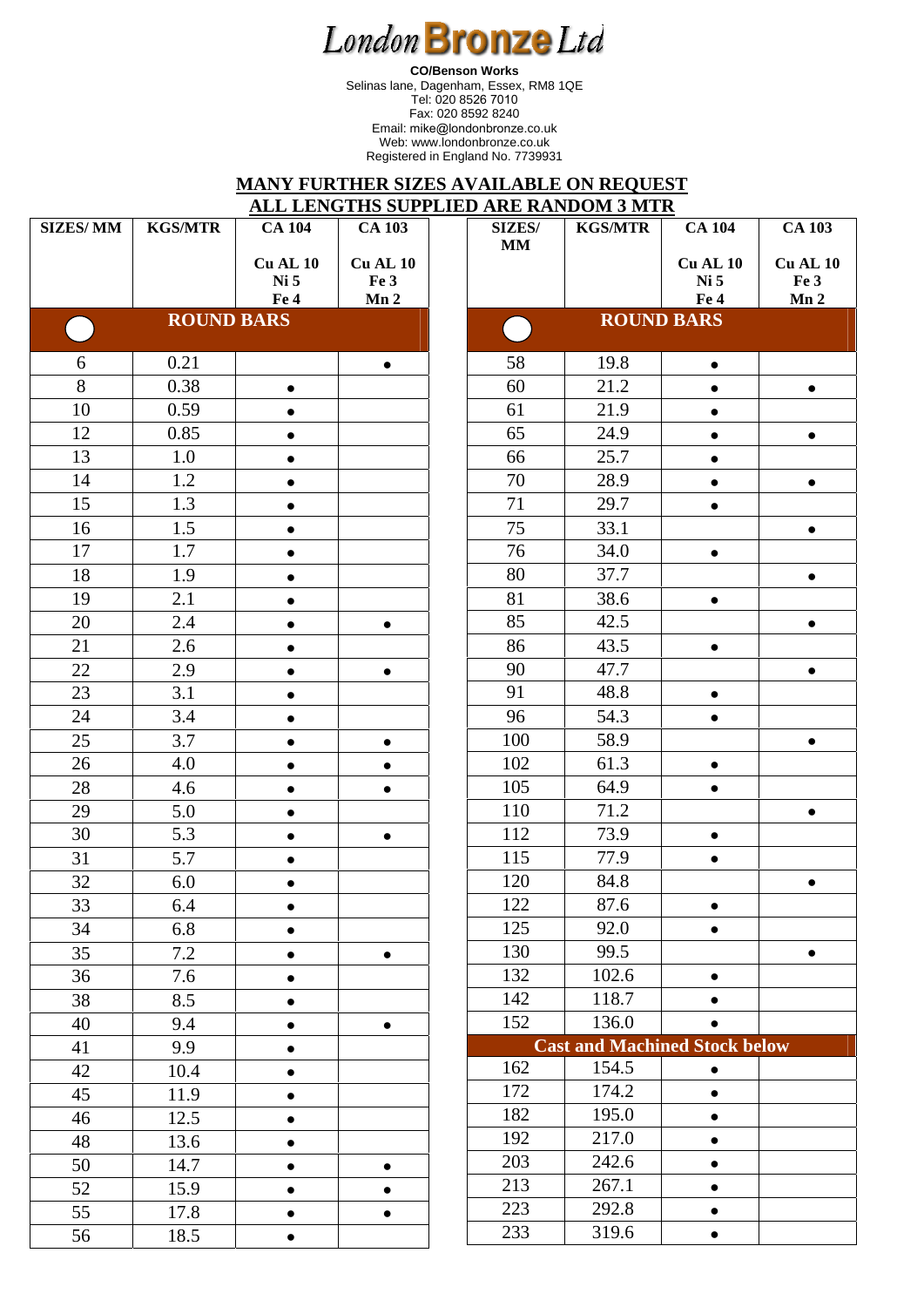# London Bronze Ltd

**CO/Benson Works**
Selinas lane, Dagenham, Essex, RM8 1QE
Tel: 020 8526 7010
Fax: 020 8592 8240
Email: mike@londonbronze.co.uk
Web: www.londonbronze.co.uk
Registered in England No. 7739931

**MANY FURTHER SIZES AVAILABLE ON REQUEST**
**ALL LENGTHS SUPPLIED ARE RANDOM 3 MTR**

| SIZES/ MM | KGS/MTR | CA 104 Cu AL 10 Ni 5 Fe 4 | CA 103 Cu AL 10 Fe 3 Mn 2 |
|---|---|---|---|
| **ROUND BARS** | | | |
| 6 | 0.21 | | • |
| 8 | 0.38 | • | |
| 10 | 0.59 | • | |
| 12 | 0.85 | • | |
| 13 | 1.0 | • | |
| 14 | 1.2 | • | |
| 15 | 1.3 | • | |
| 16 | 1.5 | • | |
| 17 | 1.7 | • | |
| 18 | 1.9 | • | |
| 19 | 2.1 | • | |
| 20 | 2.4 | • | • |
| 21 | 2.6 | • | |
| 22 | 2.9 | • | • |
| 23 | 3.1 | • | |
| 24 | 3.4 | • | |
| 25 | 3.7 | • | • |
| 26 | 4.0 | • | • |
| 28 | 4.6 | • | • |
| 29 | 5.0 | • | |
| 30 | 5.3 | • | • |
| 31 | 5.7 | • | |
| 32 | 6.0 | • | |
| 33 | 6.4 | • | |
| 34 | 6.8 | • | |
| 35 | 7.2 | • | • |
| 36 | 7.6 | • | |
| 38 | 8.5 | • | |
| 40 | 9.4 | • | • |
| 41 | 9.9 | • | |
| 42 | 10.4 | • | |
| 45 | 11.9 | • | |
| 46 | 12.5 | • | |
| 48 | 13.6 | • | |
| 50 | 14.7 | • | • |
| 52 | 15.9 | • | • |
| 55 | 17.8 | • | • |
| 56 | 18.5 | • | |
| 58 | 19.8 | • | |
| 60 | 21.2 | • | • |
| 61 | 21.9 | • | |
| 65 | 24.9 | • | • |
| 66 | 25.7 | • | |
| 70 | 28.9 | • | • |
| 71 | 29.7 | • | |
| 75 | 33.1 | | • |
| 76 | 34.0 | • | |
| 80 | 37.7 | | • |
| 81 | 38.6 | • | |
| 85 | 42.5 | | • |
| 86 | 43.5 | • | |
| 90 | 47.7 | | • |
| 91 | 48.8 | • | |
| 96 | 54.3 | • | |
| 100 | 58.9 | | • |
| 102 | 61.3 | • | |
| 105 | 64.9 | • | |
| 110 | 71.2 | | • |
| 112 | 73.9 | • | |
| 115 | 77.9 | • | |
| 120 | 84.8 | | • |
| 122 | 87.6 | • | |
| 125 | 92.0 | • | |
| 130 | 99.5 | | • |
| 132 | 102.6 | • | |
| 142 | 118.7 | • | |
| 152 | 136.0 | • | |
| **Cast and Machined Stock below** | | | |
| 162 | 154.5 | • | |
| 172 | 174.2 | • | |
| 182 | 195.0 | • | |
| 192 | 217.0 | • | |
| 203 | 242.6 | • | |
| 213 | 267.1 | • | |
| 223 | 292.8 | • | |
| 233 | 319.6 | • | |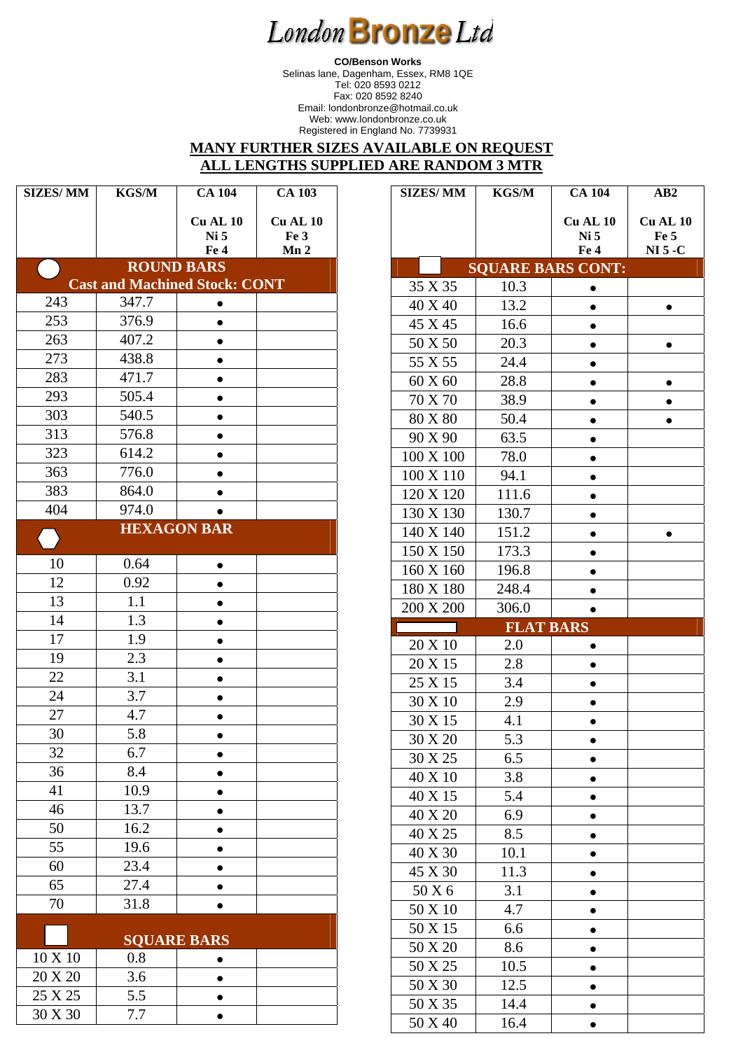# London Bronze Ltd

**CO/Benson Works**
Selinas lane, Dagenham, Essex, RM8 1QE
Tel: 020 8593 0212
Fax: 020 8592 8240
Email: londonbronze@hotmail.co.uk
Web: www.londonbronze.co.uk
Registered in England No. 7739931

**MANY FURTHER SIZES AVAILABLE ON REQUEST**
**ALL LENGTHS SUPPLIED ARE RANDOM 3 MTR**

| SIZES/ MM | KGS/M | CA 104 Cu AL 10 Ni 5 Fe 4 | CA 103 Cu AL 10 Fe 3 Mn 2 |
|---|---|---|---|
| **ROUND BARS Cast and Machined Stock: CONT** | | | |
| 243 | 347.7 | • | |
| 253 | 376.9 | • | |
| 263 | 407.2 | • | |
| 273 | 438.8 | • | |
| 283 | 471.7 | • | |
| 293 | 505.4 | • | |
| 303 | 540.5 | • | |
| 313 | 576.8 | • | |
| 323 | 614.2 | • | |
| 363 | 776.0 | • | |
| 383 | 864.0 | • | |
| 404 | 974.0 | • | |
| **HEXAGON BAR** | | | |
| 10 | 0.64 | • | |
| 12 | 0.92 | • | |
| 13 | 1.1 | • | |
| 14 | 1.3 | • | |
| 17 | 1.9 | • | |
| 19 | 2.3 | • | |
| 22 | 3.1 | • | |
| 24 | 3.7 | • | |
| 27 | 4.7 | • | |
| 30 | 5.8 | • | |
| 32 | 6.7 | • | |
| 36 | 8.4 | • | |
| 41 | 10.9 | • | |
| 46 | 13.7 | • | |
| 50 | 16.2 | • | |
| 55 | 19.6 | • | |
| 60 | 23.4 | • | |
| 65 | 27.4 | • | |
| 70 | 31.8 | • | |
| **SQUARE BARS** | | | |
| 10 X 10 | 0.8 | • | |
| 20 X 20 | 3.6 | • | |
| 25 X 25 | 5.5 | • | |
| 30 X 30 | 7.7 | • | |

| SIZES/ MM | KGS/M | CA 104 Cu AL 10 Ni 5 Fe 4 | AB2 Cu AL 10 Fe 5 NI 5 -C |
|---|---|---|---|
| **SQUARE BARS CONT:** | | | |
| 35 X 35 | 10.3 | • | |
| 40 X 40 | 13.2 | • | • |
| 45 X 45 | 16.6 | • | |
| 50 X 50 | 20.3 | • | • |
| 55 X 55 | 24.4 | • | |
| 60 X 60 | 28.8 | • | • |
| 70 X 70 | 38.9 | • | • |
| 80 X 80 | 50.4 | • | • |
| 90 X 90 | 63.5 | • | |
| 100 X 100 | 78.0 | • | |
| 100 X 110 | 94.1 | • | |
| 120 X 120 | 111.6 | • | |
| 130 X 130 | 130.7 | • | |
| 140 X 140 | 151.2 | • | • |
| 150 X 150 | 173.3 | • | |
| 160 X 160 | 196.8 | • | |
| 180 X 180 | 248.4 | • | |
| 200 X 200 | 306.0 | • | |
| **FLAT BARS** | | | |
| 20 X 10 | 2.0 | • | |
| 20 X 15 | 2.8 | • | |
| 25 X 15 | 3.4 | • | |
| 30 X 10 | 2.9 | • | |
| 30 X 15 | 4.1 | • | |
| 30 X 20 | 5.3 | • | |
| 30 X 25 | 6.5 | • | |
| 40 X 10 | 3.8 | • | |
| 40 X 15 | 5.4 | • | |
| 40 X 20 | 6.9 | • | |
| 40 X 25 | 8.5 | • | |
| 40 X 30 | 10.1 | • | |
| 45 X 30 | 11.3 | • | |
| 50 X 6 | 3.1 | • | |
| 50 X 10 | 4.7 | • | |
| 50 X 15 | 6.6 | • | |
| 50 X 20 | 8.6 | • | |
| 50 X 25 | 10.5 | • | |
| 50 X 30 | 12.5 | • | |
| 50 X 35 | 14.4 | • | |
| 50 X 40 | 16.4 | • | |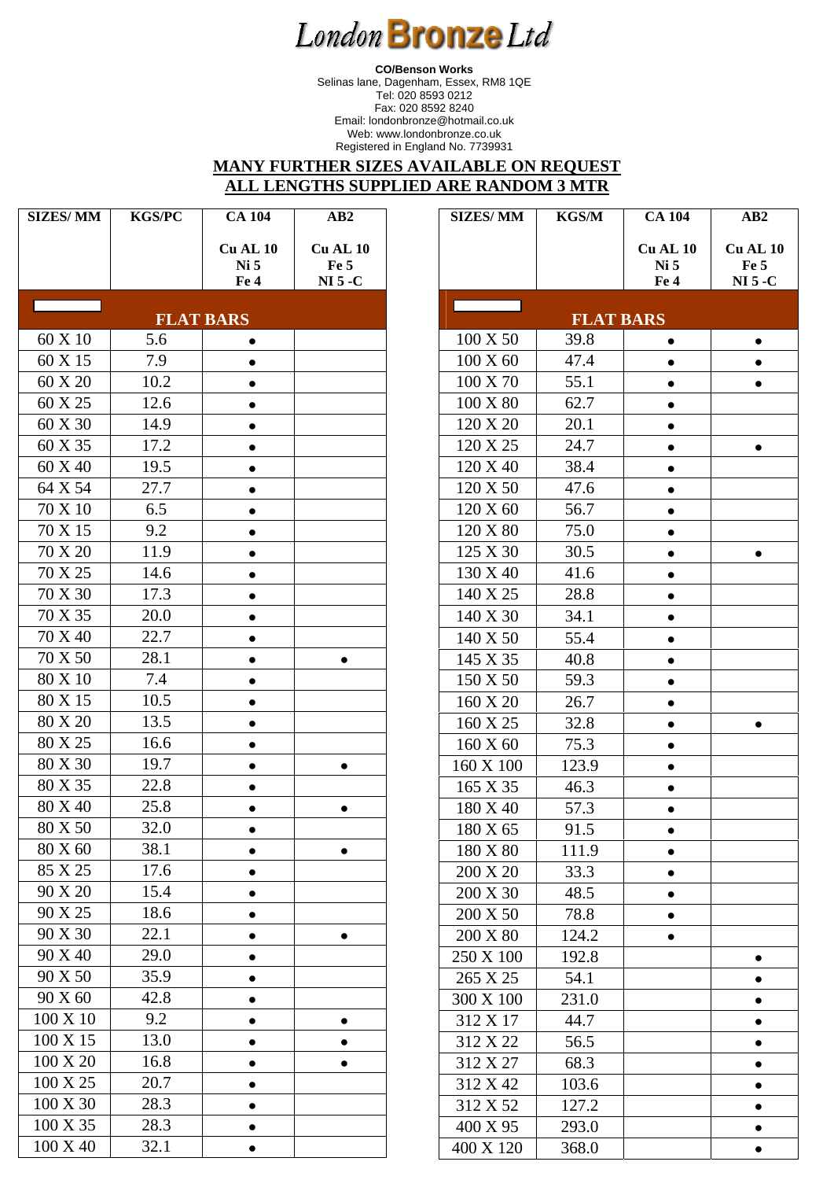# London Bronze Ltd

**CO/Benson Works**
Selinas lane, Dagenham, Essex, RM8 1QE
Tel: 020 8593 0212
Fax: 020 8592 8240
Email: londonbronze@hotmail.co.uk
Web: www.londonbronze.co.uk
Registered in England No. 7739931

**MANY FURTHER SIZES AVAILABLE ON REQUEST**
**ALL LENGTHS SUPPLIED ARE RANDOM 3 MTR**

| SIZES/ MM | KGS/PC | CA 104 Cu AL 10 Ni 5 Fe 4 | AB2 Cu AL 10 Fe 5 NI 5 -C |
|---|---|---|---|
| **FLAT BARS** | | | |
| 60 X 10 | 5.6 | • | |
| 60 X 15 | 7.9 | • | |
| 60 X 20 | 10.2 | • | |
| 60 X 25 | 12.6 | • | |
| 60 X 30 | 14.9 | • | |
| 60 X 35 | 17.2 | • | |
| 60 X 40 | 19.5 | • | |
| 64 X 54 | 27.7 | • | |
| 70 X 10 | 6.5 | • | |
| 70 X 15 | 9.2 | • | |
| 70 X 20 | 11.9 | • | |
| 70 X 25 | 14.6 | • | |
| 70 X 30 | 17.3 | • | |
| 70 X 35 | 20.0 | • | |
| 70 X 40 | 22.7 | • | |
| 70 X 50 | 28.1 | • | • |
| 80 X 10 | 7.4 | • | |
| 80 X 15 | 10.5 | • | |
| 80 X 20 | 13.5 | • | |
| 80 X 25 | 16.6 | • | |
| 80 X 30 | 19.7 | • | • |
| 80 X 35 | 22.8 | • | |
| 80 X 40 | 25.8 | • | • |
| 80 X 50 | 32.0 | • | |
| 80 X 60 | 38.1 | • | • |
| 85 X 25 | 17.6 | • | |
| 90 X 20 | 15.4 | • | |
| 90 X 25 | 18.6 | • | |
| 90 X 30 | 22.1 | • | • |
| 90 X 40 | 29.0 | • | |
| 90 X 50 | 35.9 | • | |
| 90 X 60 | 42.8 | • | |
| 100 X 10 | 9.2 | • | • |
| 100 X 15 | 13.0 | • | • |
| 100 X 20 | 16.8 | • | • |
| 100 X 25 | 20.7 | • | |
| 100 X 30 | 28.3 | • | |
| 100 X 35 | 28.3 | • | |
| 100 X 40 | 32.1 | • | |

| SIZES/ MM | KGS/M | CA 104 Cu AL 10 Ni 5 Fe 4 | AB2 Cu AL 10 Fe 5 NI 5 -C |
|---|---|---|---|
| **FLAT BARS** | | | |
| 100 X 50 | 39.8 | • | • |
| 100 X 60 | 47.4 | • | • |
| 100 X 70 | 55.1 | • | • |
| 100 X 80 | 62.7 | • | |
| 120 X 20 | 20.1 | • | |
| 120 X 25 | 24.7 | • | • |
| 120 X 40 | 38.4 | • | |
| 120 X 50 | 47.6 | • | |
| 120 X 60 | 56.7 | • | |
| 120 X 80 | 75.0 | • | |
| 125 X 30 | 30.5 | • | • |
| 130 X 40 | 41.6 | • | |
| 140 X 25 | 28.8 | • | |
| 140 X 30 | 34.1 | • | |
| 140 X 50 | 55.4 | • | |
| 145 X 35 | 40.8 | • | |
| 150 X 50 | 59.3 | • | |
| 160 X 20 | 26.7 | • | |
| 160 X 25 | 32.8 | • | • |
| 160 X 60 | 75.3 | • | |
| 160 X 100 | 123.9 | • | |
| 165 X 35 | 46.3 | • | |
| 180 X 40 | 57.3 | • | |
| 180 X 65 | 91.5 | • | |
| 180 X 80 | 111.9 | • | |
| 200 X 20 | 33.3 | • | |
| 200 X 30 | 48.5 | • | |
| 200 X 50 | 78.8 | • | |
| 200 X 80 | 124.2 | • | |
| 250 X 100 | 192.8 | | • |
| 265 X 25 | 54.1 | | • |
| 300 X 100 | 231.0 | | • |
| 312 X 17 | 44.7 | | • |
| 312 X 22 | 56.5 | | • |
| 312 X 27 | 68.3 | | • |
| 312 X 42 | 103.6 | | • |
| 312 X 52 | 127.2 | | • |
| 400 X 95 | 293.0 | | • |
| 400 X 120 | 368.0 | | • |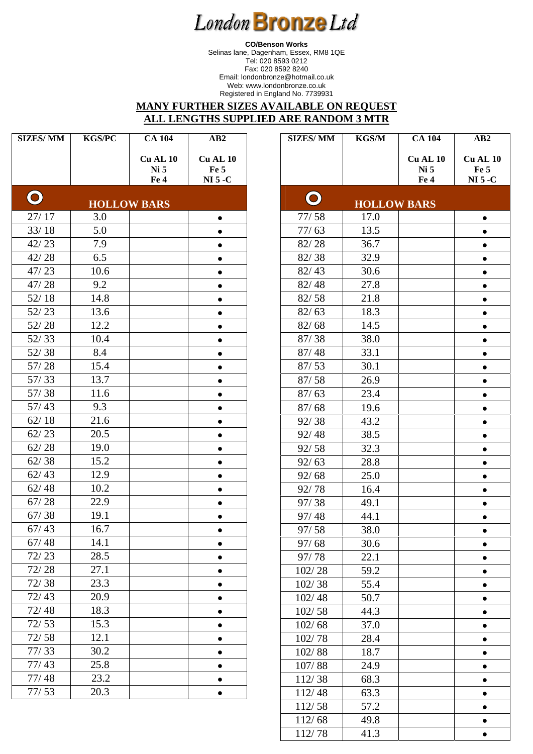# London Bronze Ltd

**CO/Benson Works**
Selinas lane, Dagenham, Essex, RM8 1QE
Tel: 020 8593 0212
Fax: 020 8592 8240
Email: londonbronze@hotmail.co.uk
Web: www.londonbronze.co.uk
Registered in England No. 7739931

**MANY FURTHER SIZES AVAILABLE ON REQUEST**
**ALL LENGTHS SUPPLIED ARE RANDOM 3 MTR**

| SIZES/ MM | KGS/PC | CA 104 Cu AL 10 Ni 5 Fe 4 | AB2 Cu AL 10 Fe 5 NI 5 -C |
|---|---|---|---|
| **HOLLOW BARS** | | | |
| 27/ 17 | 3.0 | | • |
| 33/ 18 | 5.0 | | • |
| 42/ 23 | 7.9 | | • |
| 42/ 28 | 6.5 | | • |
| 47/ 23 | 10.6 | | • |
| 47/ 28 | 9.2 | | • |
| 52/ 18 | 14.8 | | • |
| 52/ 23 | 13.6 | | • |
| 52/ 28 | 12.2 | | • |
| 52/ 33 | 10.4 | | • |
| 52/ 38 | 8.4 | | • |
| 57/ 28 | 15.4 | | • |
| 57/ 33 | 13.7 | | • |
| 57/ 38 | 11.6 | | • |
| 57/ 43 | 9.3 | | • |
| 62/ 18 | 21.6 | | • |
| 62/ 23 | 20.5 | | • |
| 62/ 28 | 19.0 | | • |
| 62/ 38 | 15.2 | | • |
| 62/ 43 | 12.9 | | • |
| 62/ 48 | 10.2 | | • |
| 67/ 28 | 22.9 | | • |
| 67/ 38 | 19.1 | | • |
| 67/ 43 | 16.7 | | • |
| 67/ 48 | 14.1 | | • |
| 72/ 23 | 28.5 | | • |
| 72/ 28 | 27.1 | | • |
| 72/ 38 | 23.3 | | • |
| 72/ 43 | 20.9 | | • |
| 72/ 48 | 18.3 | | • |
| 72/ 53 | 15.3 | | • |
| 72/ 58 | 12.1 | | • |
| 77/ 33 | 30.2 | | • |
| 77/ 43 | 25.8 | | • |
| 77/ 48 | 23.2 | | • |
| 77/ 53 | 20.3 | | • |

| SIZES/ MM | KGS/M | CA 104 Cu AL 10 Ni 5 Fe 4 | AB2 Cu AL 10 Fe 5 NI 5 -C |
|---|---|---|---|
| **HOLLOW BARS** | | | |
| 77/ 58 | 17.0 | | • |
| 77/ 63 | 13.5 | | • |
| 82/ 28 | 36.7 | | • |
| 82/ 38 | 32.9 | | • |
| 82/ 43 | 30.6 | | • |
| 82/ 48 | 27.8 | | • |
| 82/ 58 | 21.8 | | • |
| 82/ 63 | 18.3 | | • |
| 82/ 68 | 14.5 | | • |
| 87/ 38 | 38.0 | | • |
| 87/ 48 | 33.1 | | • |
| 87/ 53 | 30.1 | | • |
| 87/ 58 | 26.9 | | • |
| 87/ 63 | 23.4 | | • |
| 87/ 68 | 19.6 | | • |
| 92/ 38 | 43.2 | | • |
| 92/ 48 | 38.5 | | • |
| 92/ 58 | 32.3 | | • |
| 92/ 63 | 28.8 | | • |
| 92/ 68 | 25.0 | | • |
| 92/ 78 | 16.4 | | • |
| 97/ 38 | 49.1 | | • |
| 97/ 48 | 44.1 | | • |
| 97/ 58 | 38.0 | | • |
| 97/ 68 | 30.6 | | • |
| 97/ 78 | 22.1 | | • |
| 102/ 28 | 59.2 | | • |
| 102/ 38 | 55.4 | | • |
| 102/ 48 | 50.7 | | • |
| 102/ 58 | 44.3 | | • |
| 102/ 68 | 37.0 | | • |
| 102/ 78 | 28.4 | | • |
| 102/ 88 | 18.7 | | • |
| 107/ 88 | 24.9 | | • |
| 112/ 38 | 68.3 | | • |
| 112/ 48 | 63.3 | | • |
| 112/ 58 | 57.2 | | • |
| 112/ 68 | 49.8 | | • |
| 112/ 78 | 41.3 | | • |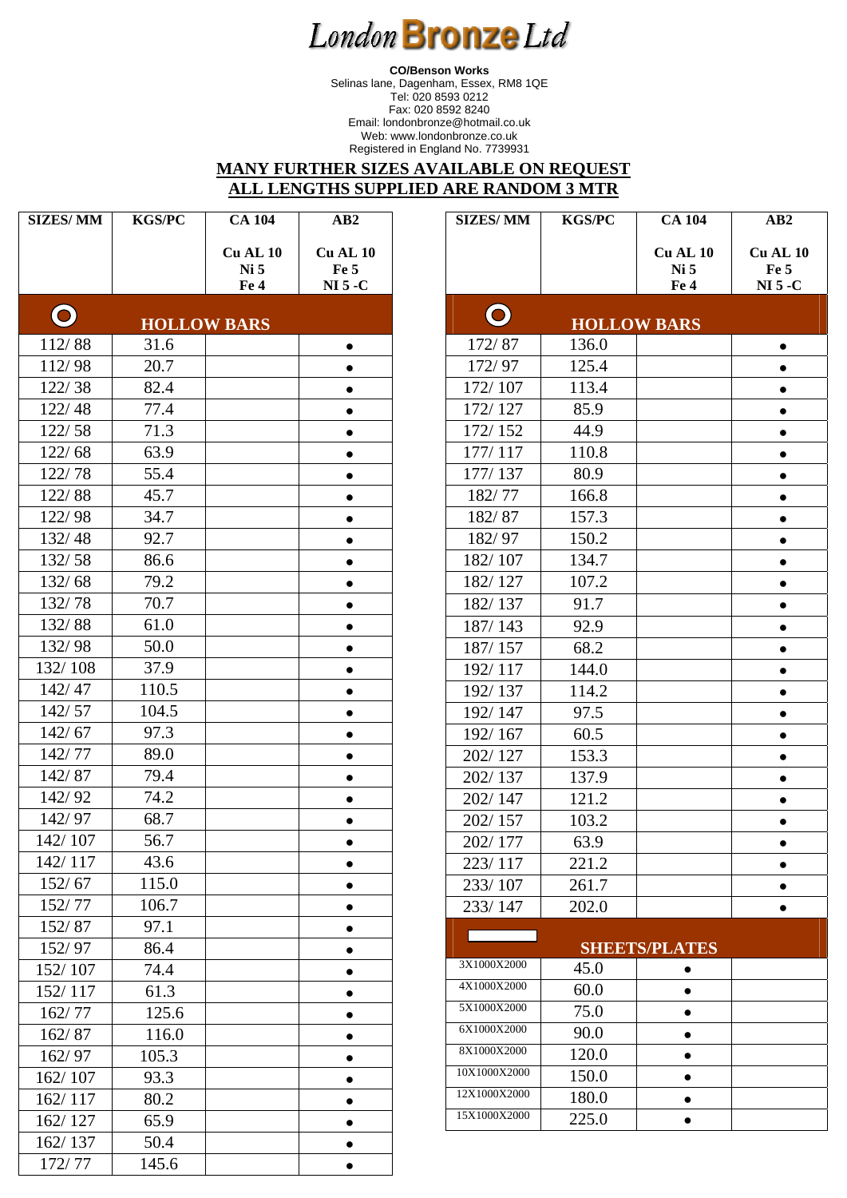# London Bronze Ltd

**CO/Benson Works**
Selinas lane, Dagenham, Essex, RM8 1QE
Tel: 020 8593 0212
Fax: 020 8592 8240
Email: londonbronze@hotmail.co.uk
Web: www.londonbronze.co.uk
Registered in England No. 7739931

**MANY FURTHER SIZES AVAILABLE ON REQUEST**
**ALL LENGTHS SUPPLIED ARE RANDOM 3 MTR**

| SIZES/ MM | KGS/PC | CA 104 Cu AL 10 Ni 5 Fe 4 | AB2 Cu AL 10 Fe 5 NI 5 -C |
|---|---|---|---|
| **HOLLOW BARS** | | | |
| 112/ 88 | 31.6 | | • |
| 112/ 98 | 20.7 | | • |
| 122/ 38 | 82.4 | | • |
| 122/ 48 | 77.4 | | • |
| 122/ 58 | 71.3 | | • |
| 122/ 68 | 63.9 | | • |
| 122/ 78 | 55.4 | | • |
| 122/ 88 | 45.7 | | • |
| 122/ 98 | 34.7 | | • |
| 132/ 48 | 92.7 | | • |
| 132/ 58 | 86.6 | | • |
| 132/ 68 | 79.2 | | • |
| 132/ 78 | 70.7 | | • |
| 132/ 88 | 61.0 | | • |
| 132/ 98 | 50.0 | | • |
| 132/ 108 | 37.9 | | • |
| 142/ 47 | 110.5 | | • |
| 142/ 57 | 104.5 | | • |
| 142/ 67 | 97.3 | | • |
| 142/ 77 | 89.0 | | • |
| 142/ 87 | 79.4 | | • |
| 142/ 92 | 74.2 | | • |
| 142/ 97 | 68.7 | | • |
| 142/ 107 | 56.7 | | • |
| 142/ 117 | 43.6 | | • |
| 152/ 67 | 115.0 | | • |
| 152/ 77 | 106.7 | | • |
| 152/ 87 | 97.1 | | • |
| 152/ 97 | 86.4 | | • |
| 152/ 107 | 74.4 | | • |
| 152/ 117 | 61.3 | | • |
| 162/ 77 | 125.6 | | • |
| 162/ 87 | 116.0 | | • |
| 162/ 97 | 105.3 | | • |
| 162/ 107 | 93.3 | | • |
| 162/ 117 | 80.2 | | • |
| 162/ 127 | 65.9 | | • |
| 162/ 137 | 50.4 | | • |
| 172/ 77 | 145.6 | | • |

| SIZES/ MM | KGS/PC | CA 104 Cu AL 10 Ni 5 Fe 4 | AB2 Cu AL 10 Fe 5 NI 5 -C |
|---|---|---|---|
| **HOLLOW BARS** | | | |
| 172/ 87 | 136.0 | | • |
| 172/ 97 | 125.4 | | • |
| 172/ 107 | 113.4 | | • |
| 172/ 127 | 85.9 | | • |
| 172/ 152 | 44.9 | | • |
| 177/ 117 | 110.8 | | • |
| 177/ 137 | 80.9 | | • |
| 182/ 77 | 166.8 | | • |
| 182/ 87 | 157.3 | | • |
| 182/ 97 | 150.2 | | • |
| 182/ 107 | 134.7 | | • |
| 182/ 127 | 107.2 | | • |
| 182/ 137 | 91.7 | | • |
| 187/ 143 | 92.9 | | • |
| 187/ 157 | 68.2 | | • |
| 192/ 117 | 144.0 | | • |
| 192/ 137 | 114.2 | | • |
| 192/ 147 | 97.5 | | • |
| 192/ 167 | 60.5 | | • |
| 202/ 127 | 153.3 | | • |
| 202/ 137 | 137.9 | | • |
| 202/ 147 | 121.2 | | • |
| 202/ 157 | 103.2 | | • |
| 202/ 177 | 63.9 | | • |
| 223/ 117 | 221.2 | | • |
| 233/ 107 | 261.7 | | • |
| 233/ 147 | 202.0 | | • |
| **SHEETS/PLATES** | | | |
| 3X1000X2000 | 45.0 | • | |
| 4X1000X2000 | 60.0 | • | |
| 5X1000X2000 | 75.0 | • | |
| 6X1000X2000 | 90.0 | • | |
| 8X1000X2000 | 120.0 | • | |
| 10X1000X2000 | 150.0 | • | |
| 12X1000X2000 | 180.0 | • | |
| 15X1000X2000 | 225.0 | • | |